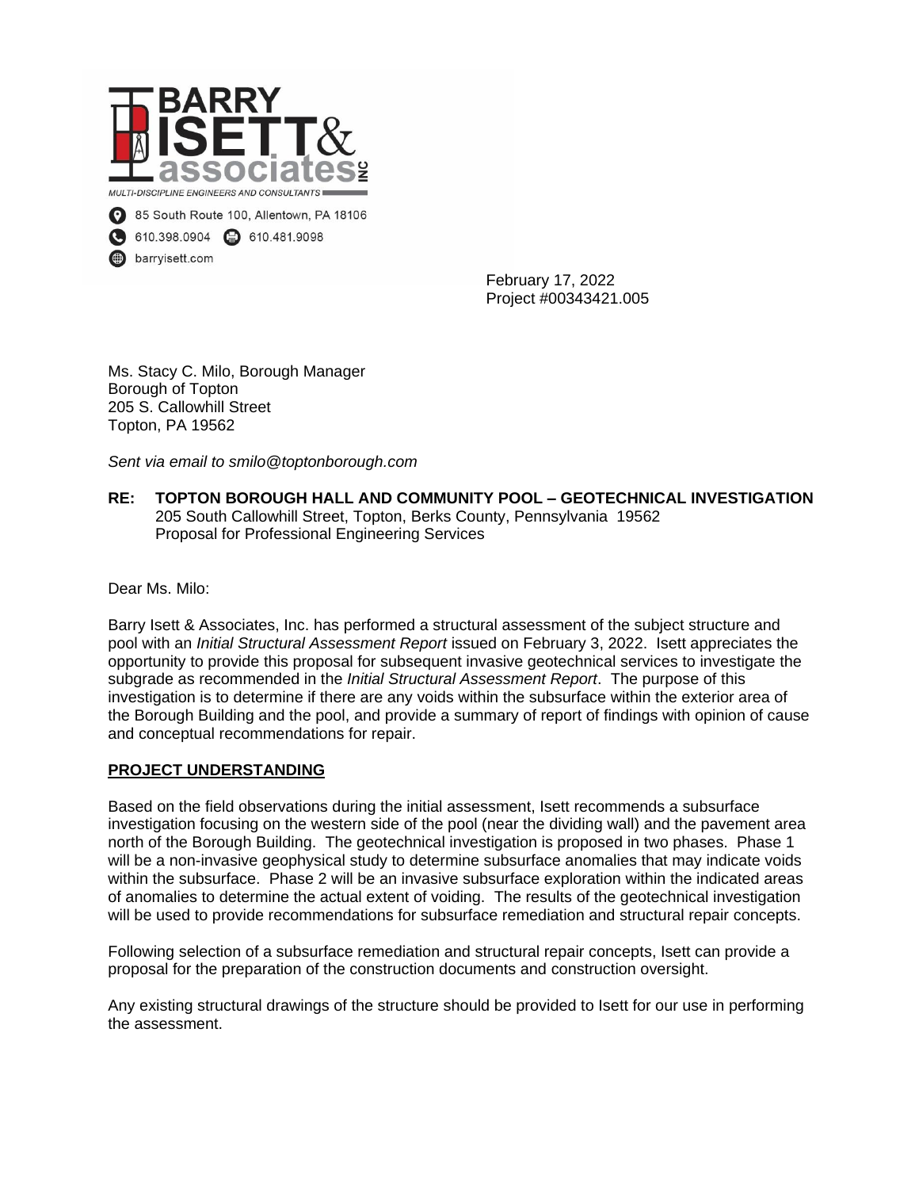**BARRY ISETT & associates INC**

MULTI-DISCIPLINE ENGINEERS AND CONSULTANTS

85 South Route 100, Allentown, PA 18106

610.398.0904 610.481.9098

barryisett.com

February 17, 2022
Project #00343421.005

Ms. Stacy C. Milo, Borough Manager
Borough of Topton
205 S. Callowhill Street
Topton, PA 19562

*Sent via email to smilo@toptonborough.com*

**RE: TOPTON BOROUGH HALL AND COMMUNITY POOL – GEOTECHNICAL INVESTIGATION**
205 South Callowhill Street, Topton, Berks County, Pennsylvania 19562
Proposal for Professional Engineering Services

Dear Ms. Milo:

Barry Isett & Associates, Inc. has performed a structural assessment of the subject structure and pool with an *Initial Structural Assessment Report* issued on February 3, 2022. Isett appreciates the opportunity to provide this proposal for subsequent invasive geotechnical services to investigate the subgrade as recommended in the *Initial Structural Assessment Report*. The purpose of this investigation is to determine if there are any voids within the subsurface within the exterior area of the Borough Building and the pool, and provide a summary of report of findings with opinion of cause and conceptual recommendations for repair.

## PROJECT UNDERSTANDING

Based on the field observations during the initial assessment, Isett recommends a subsurface investigation focusing on the western side of the pool (near the dividing wall) and the pavement area north of the Borough Building. The geotechnical investigation is proposed in two phases. Phase 1 will be a non-invasive geophysical study to determine subsurface anomalies that may indicate voids within the subsurface. Phase 2 will be an invasive subsurface exploration within the indicated areas of anomalies to determine the actual extent of voiding. The results of the geotechnical investigation will be used to provide recommendations for subsurface remediation and structural repair concepts.

Following selection of a subsurface remediation and structural repair concepts, Isett can provide a proposal for the preparation of the construction documents and construction oversight.

Any existing structural drawings of the structure should be provided to Isett for our use in performing the assessment.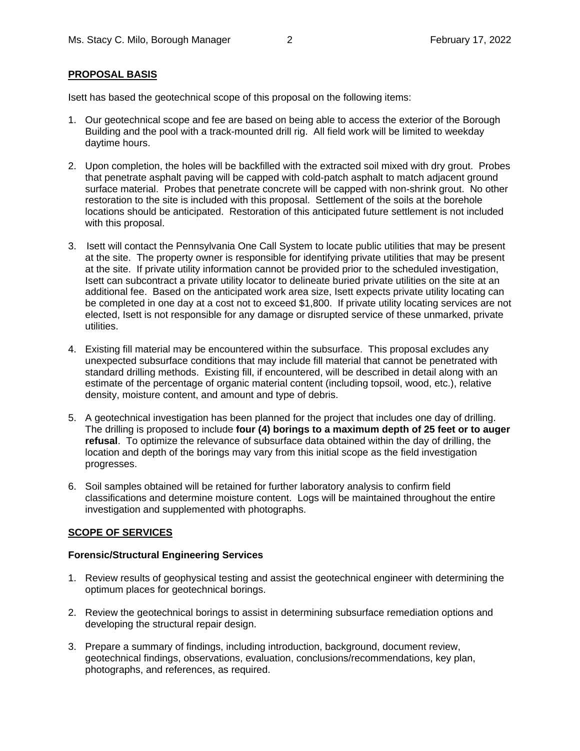## PROPOSAL BASIS

Isett has based the geotechnical scope of this proposal on the following items:

1. Our geotechnical scope and fee are based on being able to access the exterior of the Borough Building and the pool with a track-mounted drill rig. All field work will be limited to weekday daytime hours.

2. Upon completion, the holes will be backfilled with the extracted soil mixed with dry grout. Probes that penetrate asphalt paving will be capped with cold-patch asphalt to match adjacent ground surface material. Probes that penetrate concrete will be capped with non-shrink grout. No other restoration to the site is included with this proposal. Settlement of the soils at the borehole locations should be anticipated. Restoration of this anticipated future settlement is not included with this proposal.

3. Isett will contact the Pennsylvania One Call System to locate public utilities that may be present at the site. The property owner is responsible for identifying private utilities that may be present at the site. If private utility information cannot be provided prior to the scheduled investigation, Isett can subcontract a private utility locator to delineate buried private utilities on the site at an additional fee. Based on the anticipated work area size, Isett expects private utility locating can be completed in one day at a cost not to exceed $1,800. If private utility locating services are not elected, Isett is not responsible for any damage or disrupted service of these unmarked, private utilities.

4. Existing fill material may be encountered within the subsurface. This proposal excludes any unexpected subsurface conditions that may include fill material that cannot be penetrated with standard drilling methods. Existing fill, if encountered, will be described in detail along with an estimate of the percentage of organic material content (including topsoil, wood, etc.), relative density, moisture content, and amount and type of debris.

5. A geotechnical investigation has been planned for the project that includes one day of drilling. The drilling is proposed to include **four (4) borings to a maximum depth of 25 feet or to auger refusal**. To optimize the relevance of subsurface data obtained within the day of drilling, the location and depth of the borings may vary from this initial scope as the field investigation progresses.

6. Soil samples obtained will be retained for further laboratory analysis to confirm field classifications and determine moisture content. Logs will be maintained throughout the entire investigation and supplemented with photographs.

## SCOPE OF SERVICES

### Forensic/Structural Engineering Services

1. Review results of geophysical testing and assist the geotechnical engineer with determining the optimum places for geotechnical borings.

2. Review the geotechnical borings to assist in determining subsurface remediation options and developing the structural repair design.

3. Prepare a summary of findings, including introduction, background, document review, geotechnical findings, observations, evaluation, conclusions/recommendations, key plan, photographs, and references, as required.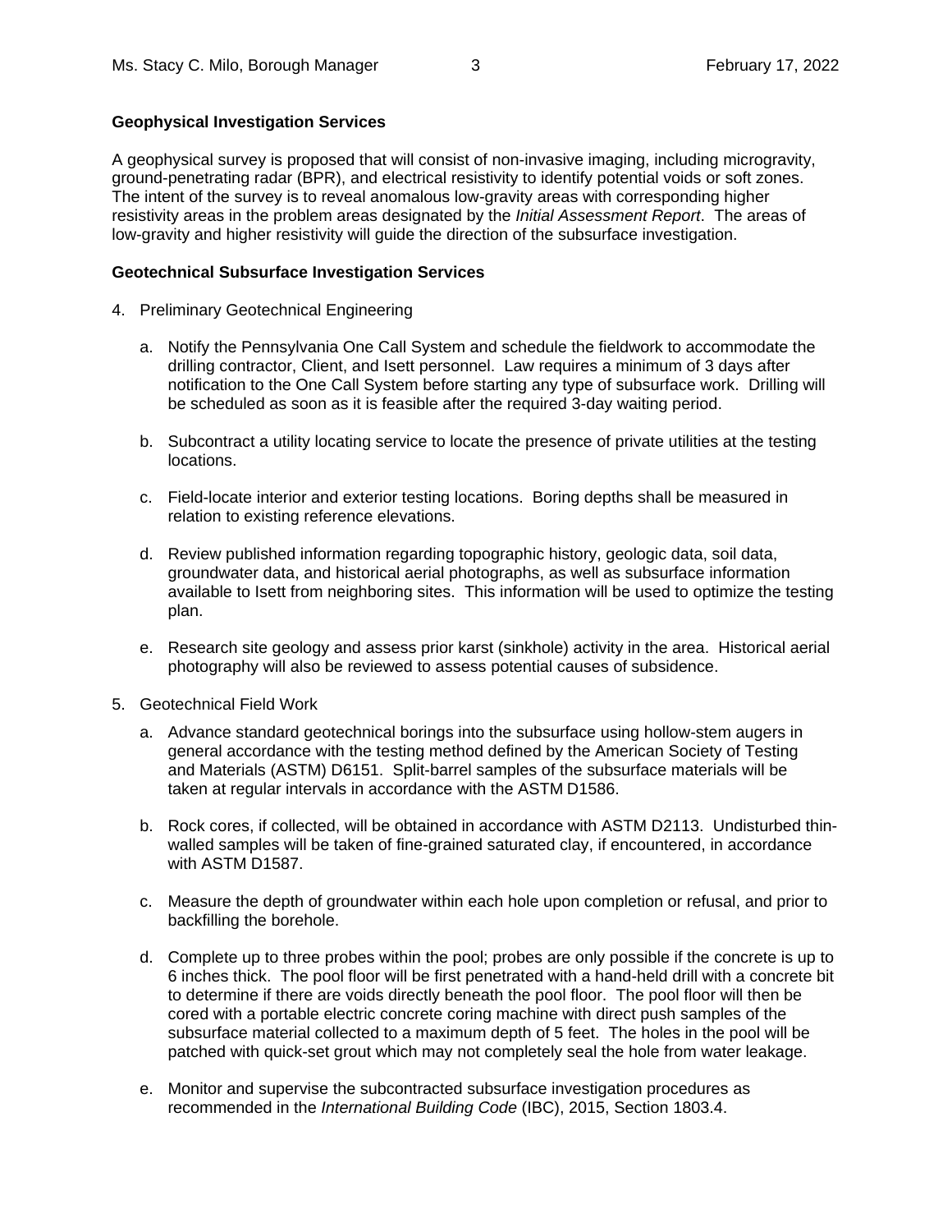**Geophysical Investigation Services**

A geophysical survey is proposed that will consist of non-invasive imaging, including microgravity, ground-penetrating radar (BPR), and electrical resistivity to identify potential voids or soft zones. The intent of the survey is to reveal anomalous low-gravity areas with corresponding higher resistivity areas in the problem areas designated by the *Initial Assessment Report*. The areas of low-gravity and higher resistivity will guide the direction of the subsurface investigation.

**Geotechnical Subsurface Investigation Services**

4. Preliminary Geotechnical Engineering

   a. Notify the Pennsylvania One Call System and schedule the fieldwork to accommodate the drilling contractor, Client, and Isett personnel. Law requires a minimum of 3 days after notification to the One Call System before starting any type of subsurface work. Drilling will be scheduled as soon as it is feasible after the required 3-day waiting period.

   b. Subcontract a utility locating service to locate the presence of private utilities at the testing locations.

   c. Field-locate interior and exterior testing locations. Boring depths shall be measured in relation to existing reference elevations.

   d. Review published information regarding topographic history, geologic data, soil data, groundwater data, and historical aerial photographs, as well as subsurface information available to Isett from neighboring sites. This information will be used to optimize the testing plan.

   e. Research site geology and assess prior karst (sinkhole) activity in the area. Historical aerial photography will also be reviewed to assess potential causes of subsidence.

5. Geotechnical Field Work

   a. Advance standard geotechnical borings into the subsurface using hollow-stem augers in general accordance with the testing method defined by the American Society of Testing and Materials (ASTM) D6151. Split-barrel samples of the subsurface materials will be taken at regular intervals in accordance with the ASTM D1586.

   b. Rock cores, if collected, will be obtained in accordance with ASTM D2113. Undisturbed thin-walled samples will be taken of fine-grained saturated clay, if encountered, in accordance with ASTM D1587.

   c. Measure the depth of groundwater within each hole upon completion or refusal, and prior to backfilling the borehole.

   d. Complete up to three probes within the pool; probes are only possible if the concrete is up to 6 inches thick. The pool floor will be first penetrated with a hand-held drill with a concrete bit to determine if there are voids directly beneath the pool floor. The pool floor will then be cored with a portable electric concrete coring machine with direct push samples of the subsurface material collected to a maximum depth of 5 feet. The holes in the pool will be patched with quick-set grout which may not completely seal the hole from water leakage.

   e. Monitor and supervise the subcontracted subsurface investigation procedures as recommended in the *International Building Code* (IBC), 2015, Section 1803.4.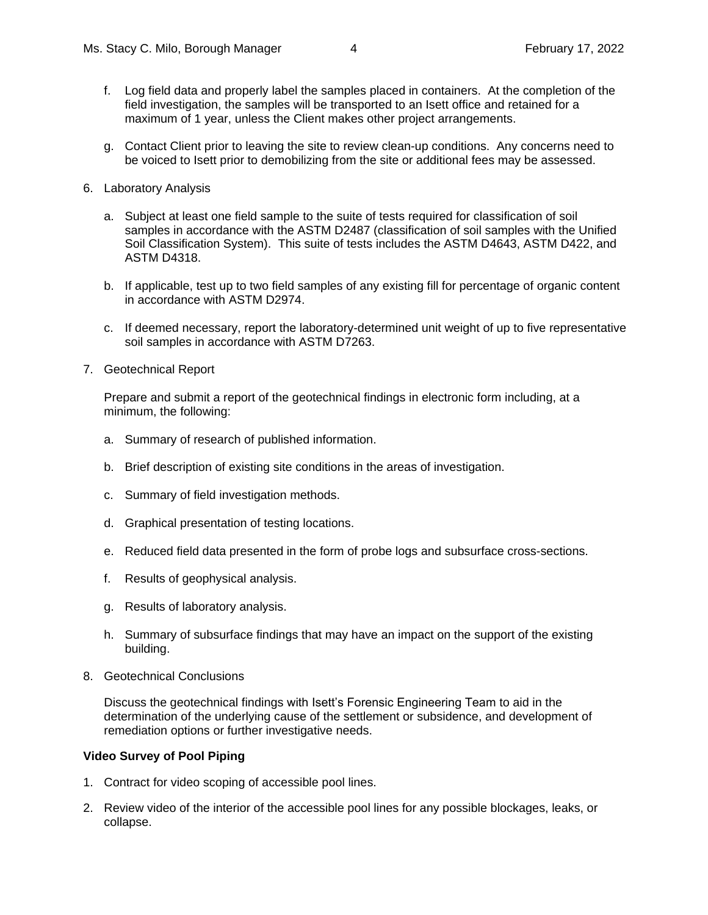f. Log field data and properly label the samples placed in containers. At the completion of the field investigation, the samples will be transported to an Isett office and retained for a maximum of 1 year, unless the Client makes other project arrangements.

g. Contact Client prior to leaving the site to review clean-up conditions. Any concerns need to be voiced to Isett prior to demobilizing from the site or additional fees may be assessed.

6. Laboratory Analysis

   a. Subject at least one field sample to the suite of tests required for classification of soil samples in accordance with the ASTM D2487 (classification of soil samples with the Unified Soil Classification System). This suite of tests includes the ASTM D4643, ASTM D422, and ASTM D4318.

   b. If applicable, test up to two field samples of any existing fill for percentage of organic content in accordance with ASTM D2974.

   c. If deemed necessary, report the laboratory-determined unit weight of up to five representative soil samples in accordance with ASTM D7263.

7. Geotechnical Report

   Prepare and submit a report of the geotechnical findings in electronic form including, at a minimum, the following:

   a. Summary of research of published information.

   b. Brief description of existing site conditions in the areas of investigation.

   c. Summary of field investigation methods.

   d. Graphical presentation of testing locations.

   e. Reduced field data presented in the form of probe logs and subsurface cross-sections.

   f. Results of geophysical analysis.

   g. Results of laboratory analysis.

   h. Summary of subsurface findings that may have an impact on the support of the existing building.

8. Geotechnical Conclusions

   Discuss the geotechnical findings with Isett's Forensic Engineering Team to aid in the determination of the underlying cause of the settlement or subsidence, and development of remediation options or further investigative needs.

**Video Survey of Pool Piping**

1. Contract for video scoping of accessible pool lines.

2. Review video of the interior of the accessible pool lines for any possible blockages, leaks, or collapse.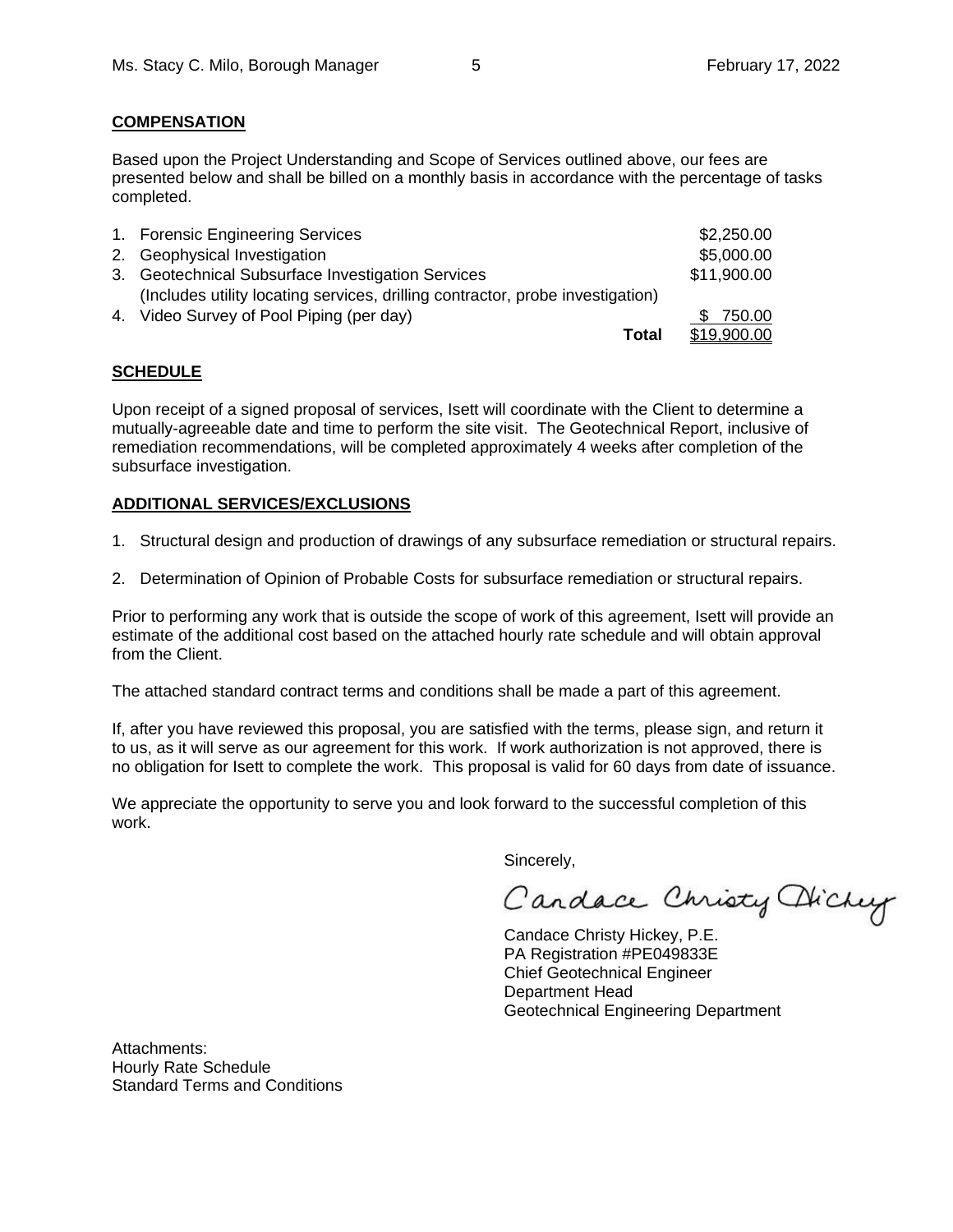**COMPENSATION**

Based upon the Project Understanding and Scope of Services outlined above, our fees are presented below and shall be billed on a monthly basis in accordance with the percentage of tasks completed.

| | |
|---|---|
| 1. Forensic Engineering Services | $2,250.00 |
| 2. Geophysical Investigation | $5,000.00 |
| 3. Geotechnical Subsurface Investigation Services (Includes utility locating services, drilling contractor, probe investigation) | $11,900.00 |
| 4. Video Survey of Pool Piping (per day) | $ 750.00 |
| **Total** | $19,900.00 |

**SCHEDULE**

Upon receipt of a signed proposal of services, Isett will coordinate with the Client to determine a mutually-agreeable date and time to perform the site visit. The Geotechnical Report, inclusive of remediation recommendations, will be completed approximately 4 weeks after completion of the subsurface investigation.

**ADDITIONAL SERVICES/EXCLUSIONS**

1. Structural design and production of drawings of any subsurface remediation or structural repairs.

2. Determination of Opinion of Probable Costs for subsurface remediation or structural repairs.

Prior to performing any work that is outside the scope of work of this agreement, Isett will provide an estimate of the additional cost based on the attached hourly rate schedule and will obtain approval from the Client.

The attached standard contract terms and conditions shall be made a part of this agreement.

If, after you have reviewed this proposal, you are satisfied with the terms, please sign, and return it to us, as it will serve as our agreement for this work. If work authorization is not approved, there is no obligation for Isett to complete the work. This proposal is valid for 60 days from date of issuance.

We appreciate the opportunity to serve you and look forward to the successful completion of this work.

Sincerely,

Candace Christy Hickey

Candace Christy Hickey, P.E.
PA Registration #PE049833E
Chief Geotechnical Engineer
Department Head
Geotechnical Engineering Department

Attachments:
Hourly Rate Schedule
Standard Terms and Conditions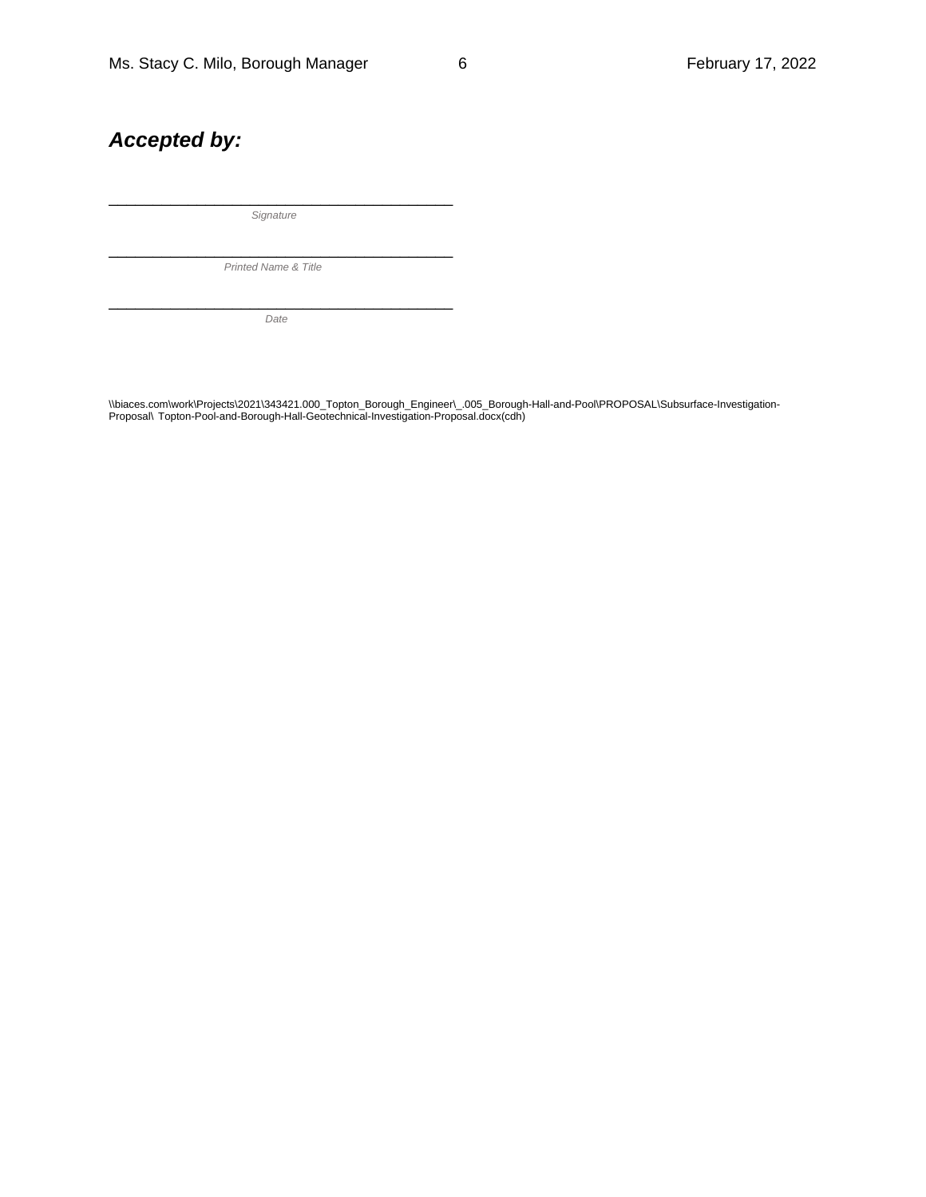***Accepted by:***

\_\_\_\_\_\_\_\_\_\_\_\_\_\_\_\_\_\_\_\_\_\_\_\_\_\_\_\_\_\_\_\_\_\_\_\_\_\_\_\_

*Signature*

\_\_\_\_\_\_\_\_\_\_\_\_\_\_\_\_\_\_\_\_\_\_\_\_\_\_\_\_\_\_\_\_\_\_\_\_\_\_\_\_

*Printed Name & Title*

\_\_\_\_\_\_\_\_\_\_\_\_\_\_\_\_\_\_\_\_\_\_\_\_\_\_\_\_\_\_\_\_\_\_\_\_\_\_\_\_

*Date*

\\biaces.com\work\Projects\2021\343421.000_Topton_Borough_Engineer\_.005_Borough-Hall-and-Pool\PROPOSAL\Subsurface-Investigation-Proposal\ Topton-Pool-and-Borough-Hall-Geotechnical-Investigation-Proposal.docx(cdh)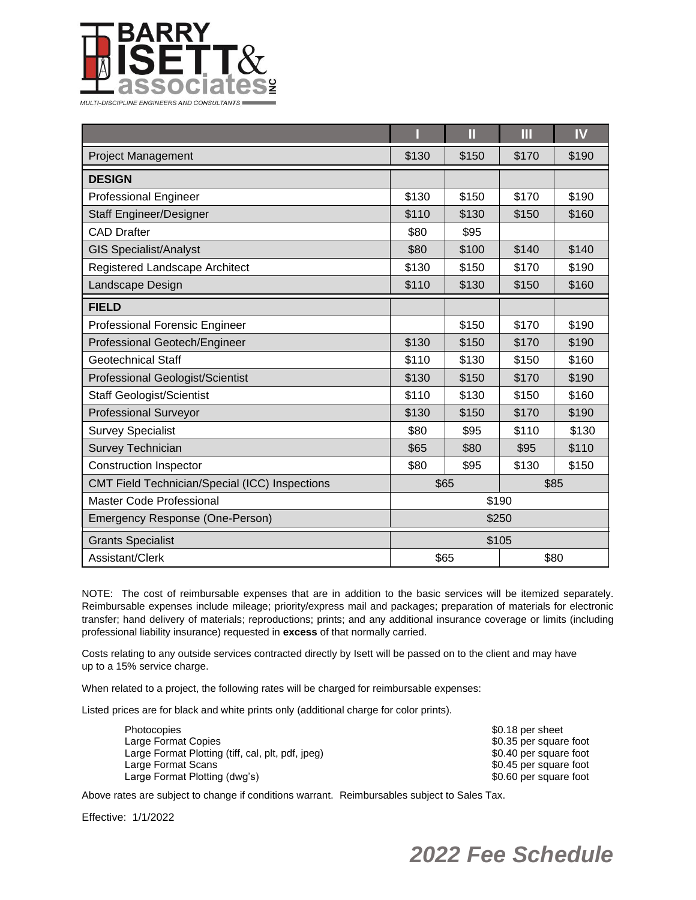**BARRY ISETT & associates INC**

MULTI-DISCIPLINE ENGINEERS AND CONSULTANTS

| | I | II | III | IV |
|---|---|---|---|---|
| Project Management | $130 | $150 | $170 | $190 |
| **DESIGN** | | | | |
| Professional Engineer | $130 | $150 | $170 | $190 |
| Staff Engineer/Designer | $110 | $130 | $150 | $160 |
| CAD Drafter | $80 | $95 | | |
| GIS Specialist/Analyst | $80 | $100 | $140 | $140 |
| Registered Landscape Architect | $130 | $150 | $170 | $190 |
| Landscape Design | $110 | $130 | $150 | $160 |
| **FIELD** | | | | |
| Professional Forensic Engineer | | $150 | $170 | $190 |
| Professional Geotech/Engineer | $130 | $150 | $170 | $190 |
| Geotechnical Staff | $110 | $130 | $150 | $160 |
| Professional Geologist/Scientist | $130 | $150 | $170 | $190 |
| Staff Geologist/Scientist | $110 | $130 | $150 | $160 |
| Professional Surveyor | $130 | $150 | $170 | $190 |
| Survey Specialist | $80 | $95 | $110 | $130 |
| Survey Technician | $65 | $80 | $95 | $110 |
| Construction Inspector | $80 | $95 | $130 | $150 |
| CMT Field Technician/Special (ICC) Inspections | $65 | | $85 | |
| Master Code Professional | $190 | | | |
| Emergency Response (One-Person) | $250 | | | |
| Grants Specialist | $105 | | | |
| Assistant/Clerk | $65 | | $80 | |

NOTE: The cost of reimbursable expenses that are in addition to the basic services will be itemized separately. Reimbursable expenses include mileage; priority/express mail and packages; preparation of materials for electronic transfer; hand delivery of materials; reproductions; prints; and any additional insurance coverage or limits (including professional liability insurance) requested in **excess** of that normally carried.

Costs relating to any outside services contracted directly by Isett will be passed on to the client and may have up to a 15% service charge.

When related to a project, the following rates will be charged for reimbursable expenses:

Listed prices are for black and white prints only (additional charge for color prints).

| | |
|---|---|
| Photocopies | $0.18 per sheet |
| Large Format Copies | $0.35 per square foot |
| Large Format Plotting (tiff, cal, plt, pdf, jpeg) | $0.40 per square foot |
| Large Format Scans | $0.45 per square foot |
| Large Format Plotting (dwg's) | $0.60 per square foot |

Above rates are subject to change if conditions warrant. Reimbursables subject to Sales Tax.

Effective: 1/1/2022

***2022 Fee Schedule***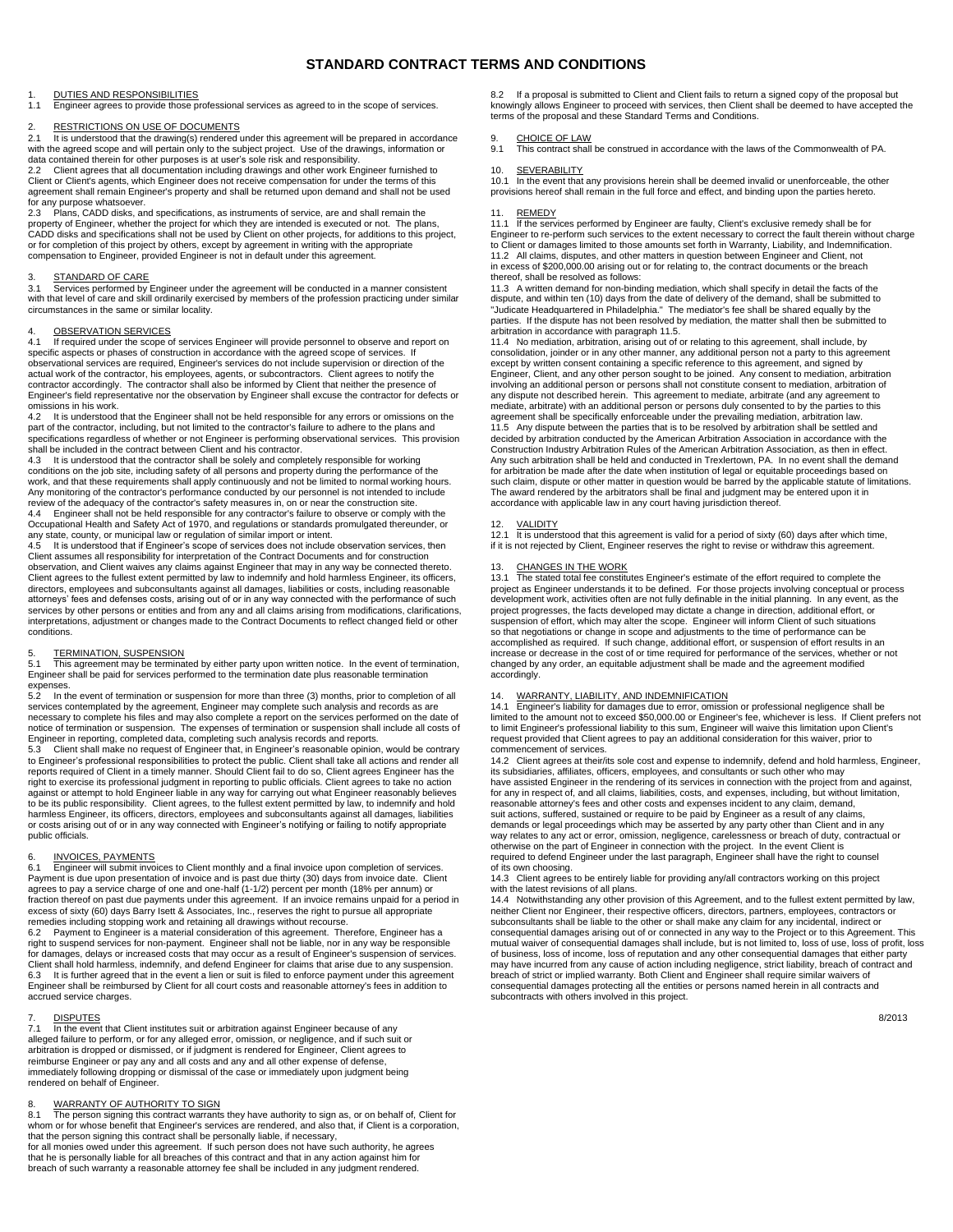# STANDARD CONTRACT TERMS AND CONDITIONS

1. DUTIES AND RESPONSIBILITIES

1.1 Engineer agrees to provide those professional services as agreed to in the scope of services.

2. RESTRICTIONS ON USE OF DOCUMENTS

2.1 It is understood that the drawing(s) rendered under this agreement will be prepared in accordance with the agreed scope and will pertain only to the subject project. Use of the drawings, information or data contained therein for other purposes is at user's sole risk and responsibility.

2.2 Client agrees that all documentation including drawings and other work Engineer furnished to Client or Client's agents, which Engineer does not receive compensation for under the terms of this agreement shall remain Engineer's property and shall be returned upon demand and shall not be used for any purpose whatsoever.

2.3 Plans, CADD disks, and specifications, as instruments of service, are and shall remain the property of Engineer, whether the project for which they are intended is executed or not. The plans, CADD disks and specifications shall not be used by Client on other projects, for additions to this project, or for completion of this project by others, except by agreement in writing with the appropriate compensation to Engineer, provided Engineer is not in default under this agreement.

3. STANDARD OF CARE

3.1 Services performed by Engineer under the agreement will be conducted in a manner consistent with that level of care and skill ordinarily exercised by members of the profession practicing under similar circumstances in the same or similar locality.

4. OBSERVATION SERVICES

4.1 If required under the scope of services Engineer will provide personnel to observe and report on specific aspects or phases of construction in accordance with the agreed scope of services. If observational services are required, Engineer's services do not include supervision or direction of the actual work of the contractor, his employees, agents, or subcontractors. Client agrees to notify the contractor accordingly. The contractor shall also be informed by Client that neither the presence of Engineer's field representative nor the observation by Engineer shall excuse the contractor for defects or omissions in his work.

4.2 It is understood that the Engineer shall not be held responsible for any errors or omissions on the part of the contractor, including, but not limited to the contractor's failure to adhere to the plans and specifications regardless of whether or not Engineer is performing observational services. This provision shall be included in the contract between Client and his contractor.

4.3 It is understood that the contractor shall be solely and completely responsible for working conditions on the job site, including safety of all persons and property during the performance of the work, and that these requirements shall apply continuously and not be limited to normal working hours. Any monitoring of the contractor's performance conducted by our personnel is not intended to include review of the adequacy of the contractor's safety measures in, on or near the construction site.

4.4 Engineer shall not be held responsible for any contractor's failure to observe or comply with the Occupational Health and Safety Act of 1970, and regulations or standards promulgated thereunder, or any state, county, or municipal law or regulation of similar import or intent.

4.5 It is understood that if Engineer's scope of services does not include observation services, then Client assumes all responsibility for interpretation of the Contract Documents and for construction observation, and Client waives any claims against Engineer that may in any way be connected thereto. Client agrees to the fullest extent permitted by law to indemnify and hold harmless Engineer, its officers, directors, employees and subconsultants against all damages, liabilities or costs, including reasonable attorneys' fees and defenses costs, arising out of or in any way connected with the performance of such services by other persons or entities and from any and all claims arising from modifications, clarifications, interpretations, adjustment or changes made to the Contract Documents to reflect changed field or other conditions.

5. TERMINATION, SUSPENSION

5.1 This agreement may be terminated by either party upon written notice. In the event of termination, Engineer shall be paid for services performed to the termination date plus reasonable termination expenses.

5.2 In the event of termination or suspension for more than three (3) months, prior to completion of all services contemplated by the agreement, Engineer may complete such analysis and records as are necessary to complete his files and may also complete a report on the services performed on the date of notice of termination or suspension. The expenses of termination or suspension shall include all costs of Engineer in reporting, completed data, completing such analysis records and reports.

5.3 Client shall make no request of Engineer that, in Engineer's reasonable opinion, would be contrary to Engineer's professional responsibilities to protect the public. Client shall take all actions and render all reports required of Client in a timely manner. Should Client fail to do so, Client agrees Engineer has the right to exercise its professional judgment in reporting to public officials. Client agrees to take no action against or attempt to hold Engineer liable in any way for carrying out what Engineer reasonably believes to be its public responsibility. Client agrees, to the fullest extent permitted by law, to indemnify and hold harmless Engineer, its officers, directors, employees and subconsultants against all damages, liabilities or costs arising out of or in any way connected with Engineer's notifying or failing to notify appropriate public officials.

6. INVOICES, PAYMENTS

6.1 Engineer will submit invoices to Client monthly and a final invoice upon completion of services. Payment is due upon presentation of invoice and is past due thirty (30) days from invoice date. Client agrees to pay a service charge of one and one-half (1-1/2) percent per month (18% per annum) or fraction thereof on past due payments under this agreement. If an invoice remains unpaid for a period in excess of sixty (60) days Barry Isett & Associates, Inc., reserves the right to pursue all appropriate remedies including stopping work and retaining all drawings without recourse.

6.2 Payment to Engineer is a material consideration of this agreement. Therefore, Engineer has a right to suspend services for non-payment. Engineer shall not be liable, nor in any way be responsible for damages, delays or increased costs that may occur as a result of Engineer's suspension of services. Client shall hold harmless, indemnify, and defend Engineer for claims that arise due to any suspension.

6.3 It is further agreed that in the event a lien or suit is filed to enforce payment under this agreement Engineer shall be reimbursed by Client for all court costs and reasonable attorney's fees in addition to accrued service charges.

7. DISPUTES

7.1 In the event that Client institutes suit or arbitration against Engineer because of any alleged failure to perform, or for any alleged error, omission, or negligence, and if such suit or arbitration is dropped or dismissed, or if judgment is rendered for Engineer, Client agrees to reimburse Engineer or pay any and all costs and any and all other expense of defense, immediately following dropping or dismissal of the case or immediately upon judgment being rendered on behalf of Engineer.

8. WARRANTY OF AUTHORITY TO SIGN

8.1 The person signing this contract warrants they have authority to sign as, or on behalf of, Client for whom or for whose benefit that Engineer's services are rendered, and also that, if Client is a corporation, that the person signing this contract shall be personally liable, if necessary, for all monies owed under this agreement. If such person does not have such authority, he agrees that he is personally liable for all breaches of this contract and that in any action against him for breach of such warranty a reasonable attorney fee shall be included in any judgment rendered.

8.2 If a proposal is submitted to Client and Client fails to return a signed copy of the proposal but knowingly allows Engineer to proceed with services, then Client shall be deemed to have accepted the terms of the proposal and these Standard Terms and Conditions.

9. CHOICE OF LAW

9.1 This contract shall be construed in accordance with the laws of the Commonwealth of PA.

10. SEVERABILITY

10.1 In the event that any provisions herein shall be deemed invalid or unenforceable, the other provisions hereof shall remain in the full force and effect, and binding upon the parties hereto.

11. REMEDY

11.1 If the services performed by Engineer are faulty, Client's exclusive remedy shall be for Engineer to re-perform such services to the extent necessary to correct the fault therein without charge to Client or damages limited to those amounts set forth in Warranty, Liability, and Indemnification.

11.2 All claims, disputes, and other matters in question between Engineer and Client, not in excess of $200,000.00 arising out or for relating to, the contract documents or the breach thereof, shall be resolved as follows:

11.3 A written demand for non-binding mediation, which shall specify in detail the facts of the dispute, and within ten (10) days from the date of delivery of the demand, shall be submitted to "Judicate Headquartered in Philadelphia." The mediator's fee shall be shared equally by the parties. If the dispute has not been resolved by mediation, the matter shall then be submitted to arbitration in accordance with paragraph 11.5.

11.4 No mediation, arbitration, arising out of or relating to this agreement, shall include, by consolidation, joinder or in any other manner, any additional person not a party to this agreement except by written consent containing a specific reference to this agreement, and signed by Engineer, Client, and any other person sought to be joined. Any consent to mediation, arbitration involving an additional person or persons shall not constitute consent to mediation, arbitration of any dispute not described herein. This agreement to mediate, arbitrate (and any agreement to mediate, arbitrate) with an additional person or persons duly consented to by the parties to this agreement shall be specifically enforceable under the prevailing mediation, arbitration law.

11.5 Any dispute between the parties that is to be resolved by arbitration shall be settled and decided by arbitration conducted by the American Arbitration Association in accordance with the Construction Industry Arbitration Rules of the American Arbitration Association, as then in effect. Any such arbitration shall be held and conducted in Trexlertown, PA. In no event shall the demand for arbitration be made after the date when institution of legal or equitable proceedings based on such claim, dispute or other matter in question would be barred by the applicable statute of limitations. The award rendered by the arbitrators shall be final and judgment may be entered upon it in accordance with applicable law in any court having jurisdiction thereof.

12. VALIDITY

12.1 It is understood that this agreement is valid for a period of sixty (60) days after which time, if it is not rejected by Client, Engineer reserves the right to revise or withdraw this agreement.

13. CHANGES IN THE WORK

13.1 The stated total fee constitutes Engineer's estimate of the effort required to complete the project as Engineer understands it to be defined. For those projects involving conceptual or process development work, activities often are not fully definable in the initial planning. In any event, as the project progresses, the facts developed may dictate a change in direction, additional effort, or suspension of effort, which may alter the scope. Engineer will inform Client of such situations so that negotiations or change in scope and adjustments to the time of performance can be accomplished as required. If such change, additional effort, or suspension of effort results in an increase or decrease in the cost of or time required for performance of the services, whether or not changed by any order, an equitable adjustment shall be made and the agreement modified accordingly.

14. WARRANTY, LIABILITY, AND INDEMNIFICATION

14.1 Engineer's liability for damages due to error, omission or professional negligence shall be limited to the amount not to exceed $50,000.00 or Engineer's fee, whichever is less. If Client prefers not to limit Engineer's professional liability to this sum, Engineer will waive this limitation upon Client's request provided that Client agrees to pay an additional consideration for this waiver, prior to commencement of services.

14.2 Client agrees at their/its sole cost and expense to indemnify, defend and hold harmless, Engineer, its subsidiaries, affiliates, officers, employees, and consultants or such other who may have assisted Engineer in the rendering of its services in connection with the project from and against, for any in respect of, and all claims, liabilities, costs, and expenses, including, but without limitation, reasonable attorney's fees and other costs and expenses incident to any claim, demand, suit actions, suffered, sustained or require to be paid by Engineer as a result of any claims, demands or legal proceedings which may be asserted by any party other than Client and in any way relates to any act or error, omission, negligence, carelessness or breach of duty, contractual or otherwise on the part of Engineer in connection with the project. In the event Client is required to defend Engineer under the last paragraph, Engineer shall have the right to counsel of its own choosing.

14.3 Client agrees to be entirely liable for providing any/all contractors working on this project with the latest revisions of all plans.

14.4 Notwithstanding any other provision of this Agreement, and to the fullest extent permitted by law, neither Client nor Engineer, their respective officers, directors, partners, employees, contractors or subconsultants shall be liable to the other or shall make any claim for any incidental, indirect or consequential damages arising out of or connected in any way to the Project or to this Agreement. This mutual waiver of consequential damages shall include, but is not limited to, loss of use, loss of profit, loss of business, loss of income, loss of reputation and any other consequential damages that either party may have incurred from any cause of action including negligence, strict liability, breach of contract and breach of strict or implied warranty. Both Client and Engineer shall require similar waivers of consequential damages protecting all the entities or persons named herein in all contracts and subcontracts with others involved in this project.

8/2013